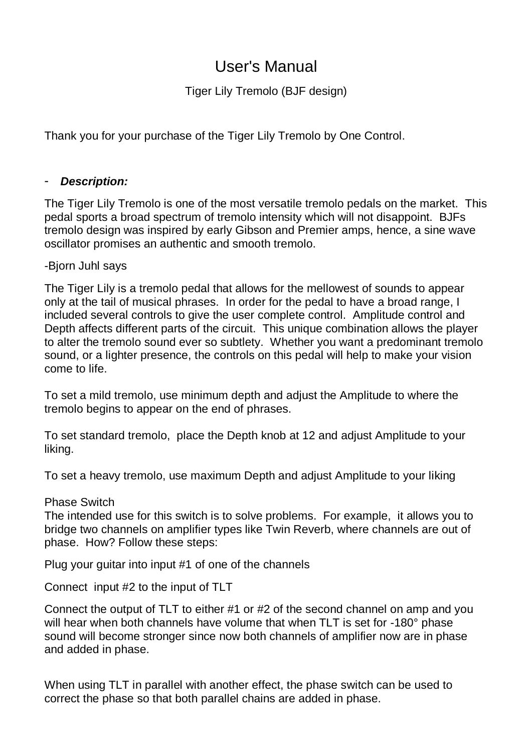# User's Manual

Tiger Lily Tremolo (BJF design)

Thank you for your purchase of the Tiger Lily Tremolo by One Control.

- ***Description:***

The Tiger Lily Tremolo is one of the most versatile tremolo pedals on the market. This pedal sports a broad spectrum of tremolo intensity which will not disappoint. BJFs tremolo design was inspired by early Gibson and Premier amps, hence, a sine wave oscillator promises an authentic and smooth tremolo.

-Bjorn Juhl says

The Tiger Lily is a tremolo pedal that allows for the mellowest of sounds to appear only at the tail of musical phrases. In order for the pedal to have a broad range, I included several controls to give the user complete control. Amplitude control and Depth affects different parts of the circuit. This unique combination allows the player to alter the tremolo sound ever so subtlety. Whether you want a predominant tremolo sound, or a lighter presence, the controls on this pedal will help to make your vision come to life.

To set a mild tremolo, use minimum depth and adjust the Amplitude to where the tremolo begins to appear on the end of phrases.

To set standard tremolo, place the Depth knob at 12 and adjust Amplitude to your liking.

To set a heavy tremolo, use maximum Depth and adjust Amplitude to your liking

Phase Switch
The intended use for this switch is to solve problems. For example, it allows you to bridge two channels on amplifier types like Twin Reverb, where channels are out of phase. How? Follow these steps:

Plug your guitar into input #1 of one of the channels

Connect input #2 to the input of TLT

Connect the output of TLT to either #1 or #2 of the second channel on amp and you will hear when both channels have volume that when TLT is set for -180° phase sound will become stronger since now both channels of amplifier now are in phase and added in phase.

When using TLT in parallel with another effect, the phase switch can be used to correct the phase so that both parallel chains are added in phase.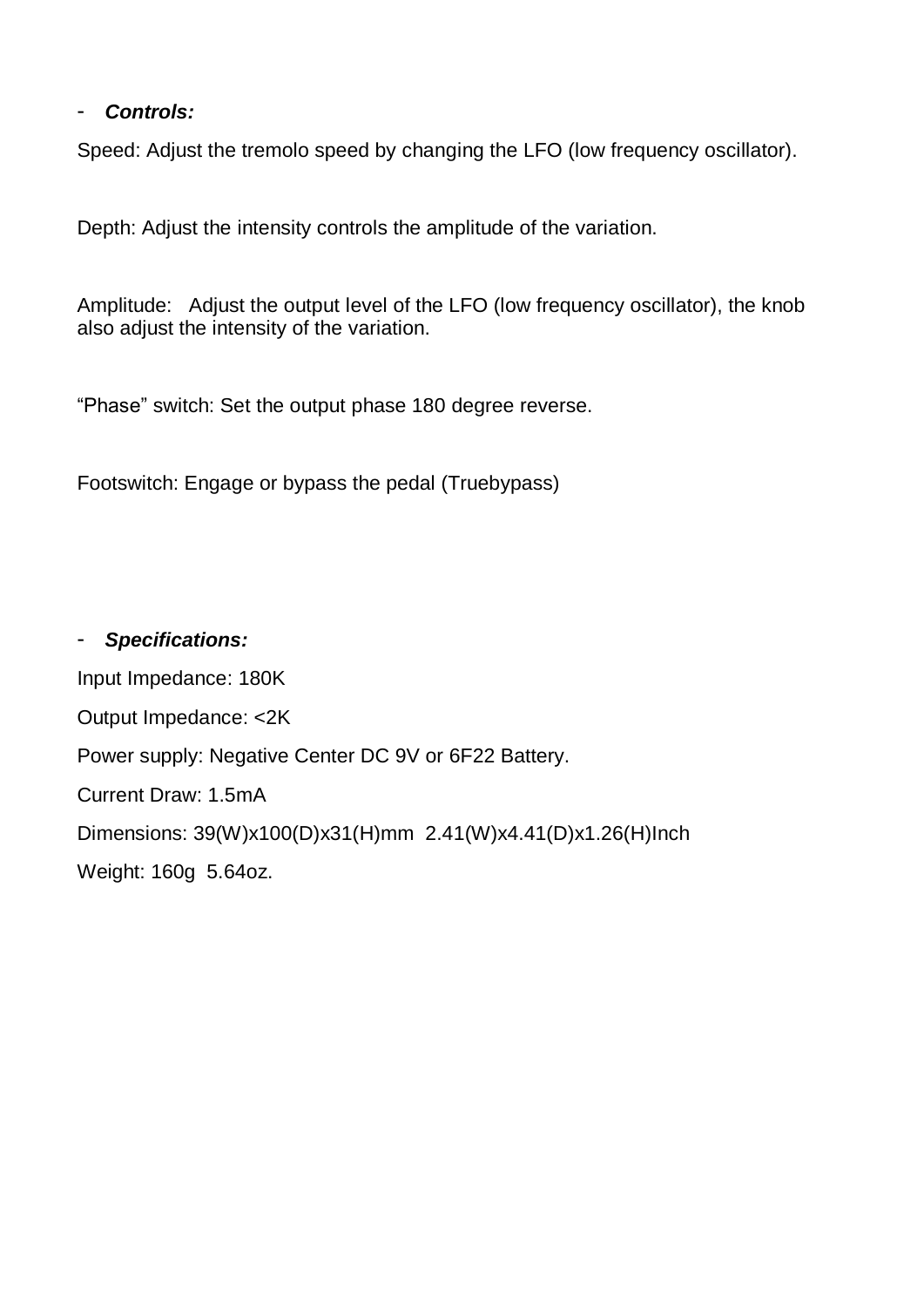- ***Controls:***

Speed: Adjust the tremolo speed by changing the LFO (low frequency oscillator).

Depth: Adjust the intensity controls the amplitude of the variation.

Amplitude: Adjust the output level of the LFO (low frequency oscillator), the knob also adjust the intensity of the variation.

“Phase” switch: Set the output phase 180 degree reverse.

Footswitch: Engage or bypass the pedal (Truebypass)

- ***Specifications:***

Input Impedance: 180K

Output Impedance: <2K

Power supply: Negative Center DC 9V or 6F22 Battery.

Current Draw: 1.5mA

Dimensions: 39(W)x100(D)x31(H)mm 2.41(W)x4.41(D)x1.26(H)Inch

Weight: 160g 5.64oz.